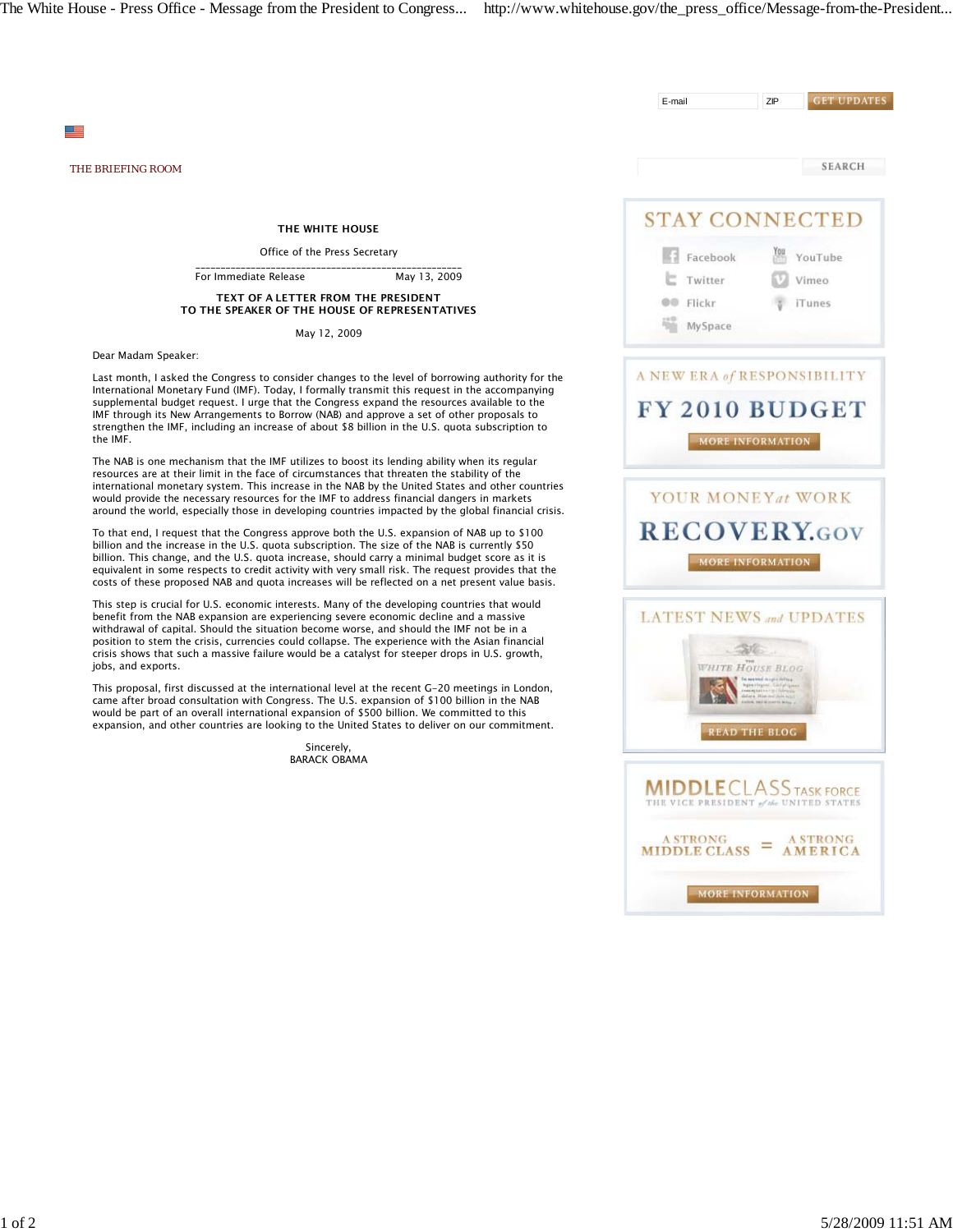THE BRIEFING ROOM

**THE WHITE HOUSE**

Office of the Press Secretary

For Immediate Release May 13, 2009

## TEXT OF A LETTER FROM THE PRESIDENT TO THE SPEAKER OF THE HOUSE OF REPRESENTATIVES

May 12, 2009

Dear Madam Speaker:

Last month, I asked the Congress to consider changes to the level of borrowing authority for the International Monetary Fund (IMF). Today, I formally transmit this request in the accompanying supplemental budget request. I urge that the Congress expand the resources available to the IMF through its New Arrangements to Borrow (NAB) and approve a set of other proposals to strengthen the IMF, including an increase of about $8 billion in the U.S. quota subscription to the IMF.

The NAB is one mechanism that the IMF utilizes to boost its lending ability when its regular resources are at their limit in the face of circumstances that threaten the stability of the international monetary system. This increase in the NAB by the United States and other countries would provide the necessary resources for the IMF to address financial dangers in markets around the world, especially those in developing countries impacted by the global financial crisis.

To that end, I request that the Congress approve both the U.S. expansion of NAB up to $100 billion and the increase in the U.S. quota subscription. The size of the NAB is currently $50 billion. This change, and the U.S. quota increase, should carry a minimal budget score as it is equivalent in some respects to credit activity with very small risk. The request provides that the costs of these proposed NAB and quota increases will be reflected on a net present value basis.

This step is crucial for U.S. economic interests. Many of the developing countries that would benefit from the NAB expansion are experiencing severe economic decline and a massive withdrawal of capital. Should the situation become worse, and should the IMF not be in a position to stem the crisis, currencies could collapse. The experience with the Asian financial crisis shows that such a massive failure would be a catalyst for steeper drops in U.S. growth, jobs, and exports.

This proposal, first discussed at the international level at the recent G-20 meetings in London, came after broad consultation with Congress. The U.S. expansion of $100 billion in the NAB would be part of an overall international expansion of $500 billion. We committed to this expansion, and other countries are looking to the United States to deliver on our commitment.

Sincerely,
BARACK OBAMA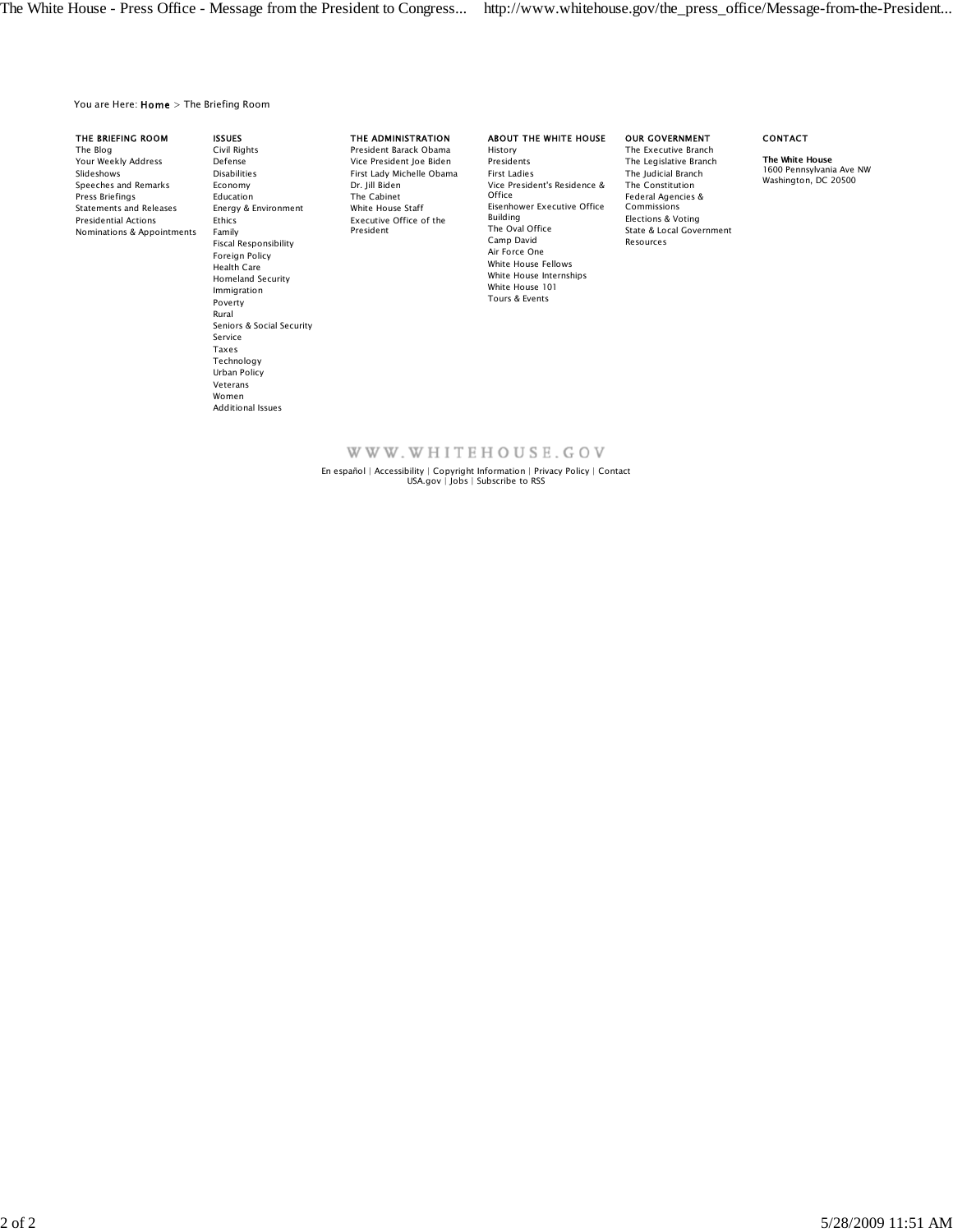You are Here: **Home** > The Briefing Room

**THE BRIEFING ROOM**
- The Blog
- Your Weekly Address
- Slideshows
- Speeches and Remarks
- Press Briefings
- Statements and Releases
- Presidential Actions
- Nominations & Appointments

**ISSUES**
- Civil Rights
- Defense
- Disabilities
- Economy
- Education
- Energy & Environment
- Ethics
- Family
- Fiscal Responsibility
- Foreign Policy
- Health Care
- Homeland Security
- Immigration
- Poverty
- Rural
- Seniors & Social Security
- Service
- Taxes
- Technology
- Urban Policy
- Veterans
- Women
- Additional Issues

**THE ADMINISTRATION**
- President Barack Obama
- Vice President Joe Biden
- First Lady Michelle Obama
- Dr. Jill Biden
- The Cabinet
- White House Staff
- Executive Office of the President

**ABOUT THE WHITE HOUSE**
- History
- Presidents
- First Ladies
- Vice President's Residence & Office
- Eisenhower Executive Office Building
- The Oval Office
- Camp David
- Air Force One
- White House Fellows
- White House Internships
- White House 101
- Tours & Events

**OUR GOVERNMENT**
- The Executive Branch
- The Legislative Branch
- The Judicial Branch
- The Constitution
- Federal Agencies & Commissions
- Elections & Voting
- State & Local Government Resources

**CONTACT**

**The White House**
1600 Pennsylvania Ave NW
Washington, DC 20500

WWW.WHITEHOUSE.GOV

En español | Accessibility | Copyright Information | Privacy Policy | Contact
USA.gov | Jobs | Subscribe to RSS